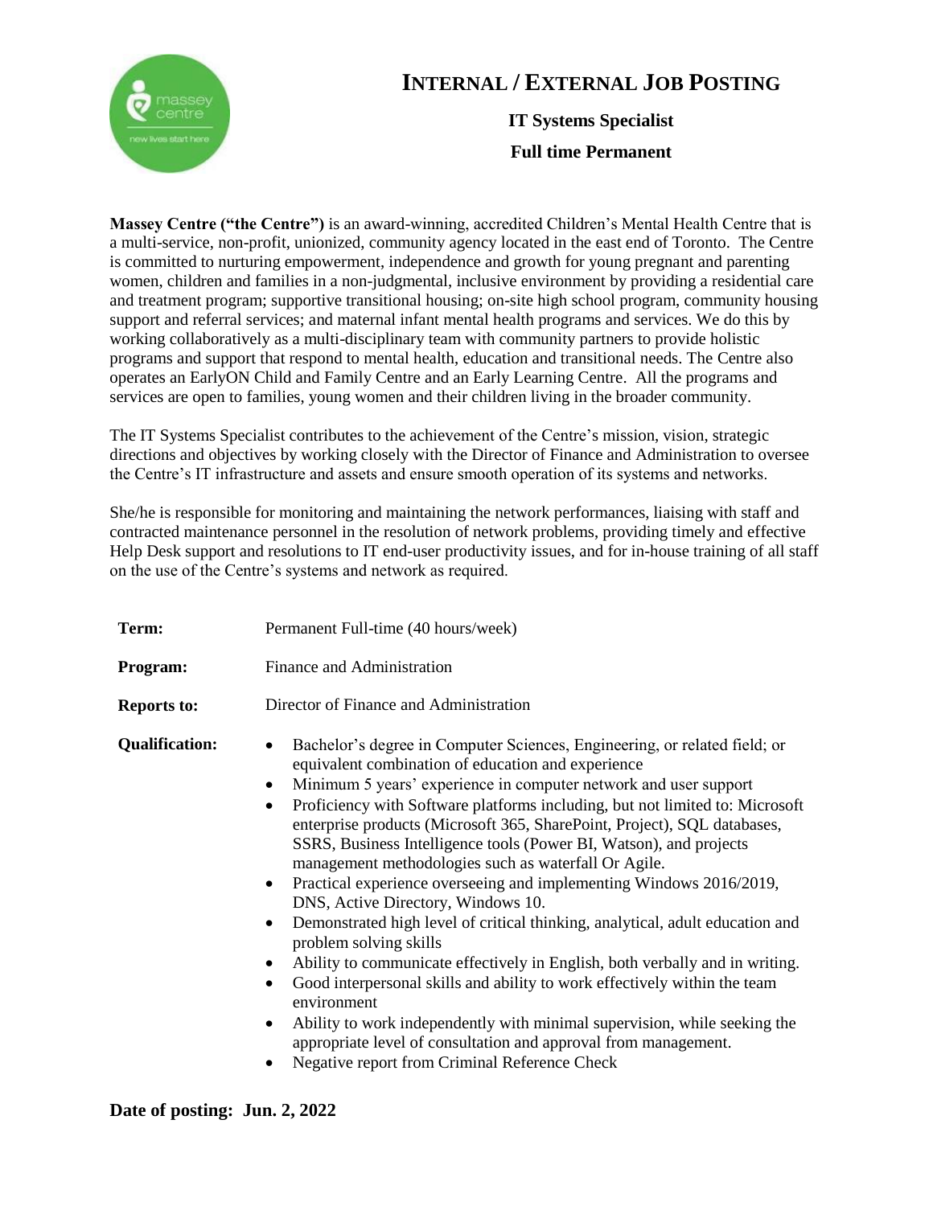# INTERNAL / EXTERNAL JOB POSTING

**IT Systems Specialist**

**Full time Permanent**

**Massey Centre ("the Centre")** is an award-winning, accredited Children's Mental Health Centre that is a multi-service, non-profit, unionized, community agency located in the east end of Toronto. The Centre is committed to nurturing empowerment, independence and growth for young pregnant and parenting women, children and families in a non-judgmental, inclusive environment by providing a residential care and treatment program; supportive transitional housing; on-site high school program, community housing support and referral services; and maternal infant mental health programs and services. We do this by working collaboratively as a multi-disciplinary team with community partners to provide holistic programs and support that respond to mental health, education and transitional needs. The Centre also operates an EarlyON Child and Family Centre and an Early Learning Centre. All the programs and services are open to families, young women and their children living in the broader community.

The IT Systems Specialist contributes to the achievement of the Centre's mission, vision, strategic directions and objectives by working closely with the Director of Finance and Administration to oversee the Centre's IT infrastructure and assets and ensure smooth operation of its systems and networks.

She/he is responsible for monitoring and maintaining the network performances, liaising with staff and contracted maintenance personnel in the resolution of network problems, providing timely and effective Help Desk support and resolutions to IT end-user productivity issues, and for in-house training of all staff on the use of the Centre's systems and network as required.

**Term:** Permanent Full-time (40 hours/week)

**Program:** Finance and Administration

**Reports to:** Director of Finance and Administration

**Qualification:**

- Bachelor's degree in Computer Sciences, Engineering, or related field; or equivalent combination of education and experience
- Minimum 5 years' experience in computer network and user support
- Proficiency with Software platforms including, but not limited to: Microsoft enterprise products (Microsoft 365, SharePoint, Project), SQL databases, SSRS, Business Intelligence tools (Power BI, Watson), and projects management methodologies such as waterfall Or Agile.
- Practical experience overseeing and implementing Windows 2016/2019, DNS, Active Directory, Windows 10.
- Demonstrated high level of critical thinking, analytical, adult education and problem solving skills
- Ability to communicate effectively in English, both verbally and in writing.
- Good interpersonal skills and ability to work effectively within the team environment
- Ability to work independently with minimal supervision, while seeking the appropriate level of consultation and approval from management.
- Negative report from Criminal Reference Check

**Date of posting: Jun. 2, 2022**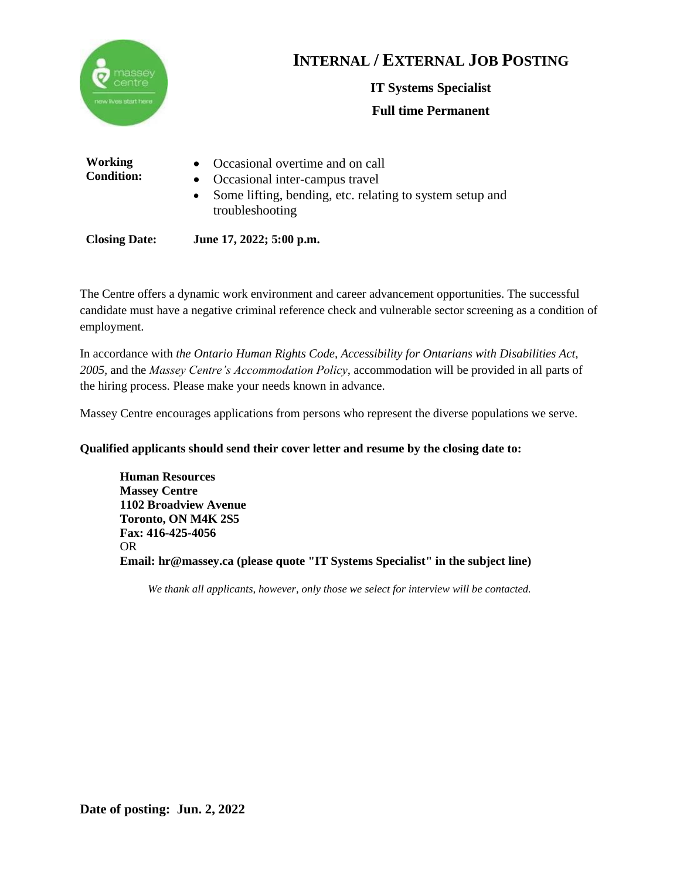# INTERNAL / EXTERNAL JOB POSTING

**IT Systems Specialist**

**Full time Permanent**

| | |
|---|---|
| **Working Condition:** | • Occasional overtime and on call<br>• Occasional inter-campus travel<br>• Some lifting, bending, etc. relating to system setup and troubleshooting |
| **Closing Date:** | **June 17, 2022; 5:00 p.m.** |

The Centre offers a dynamic work environment and career advancement opportunities. The successful candidate must have a negative criminal reference check and vulnerable sector screening as a condition of employment.

In accordance with *the Ontario Human Rights Code, Accessibility for Ontarians with Disabilities Act, 2005*, and the *Massey Centre's Accommodation Policy*, accommodation will be provided in all parts of the hiring process. Please make your needs known in advance.

Massey Centre encourages applications from persons who represent the diverse populations we serve.

**Qualified applicants should send their cover letter and resume by the closing date to:**

**Human Resources**
**Massey Centre**
**1102 Broadview Avenue**
**Toronto, ON M4K 2S5**
**Fax: 416-425-4056**
OR
**Email: hr@massey.ca (please quote "IT Systems Specialist" in the subject line)**

*We thank all applicants, however, only those we select for interview will be contacted.*

**Date of posting: Jun. 2, 2022**